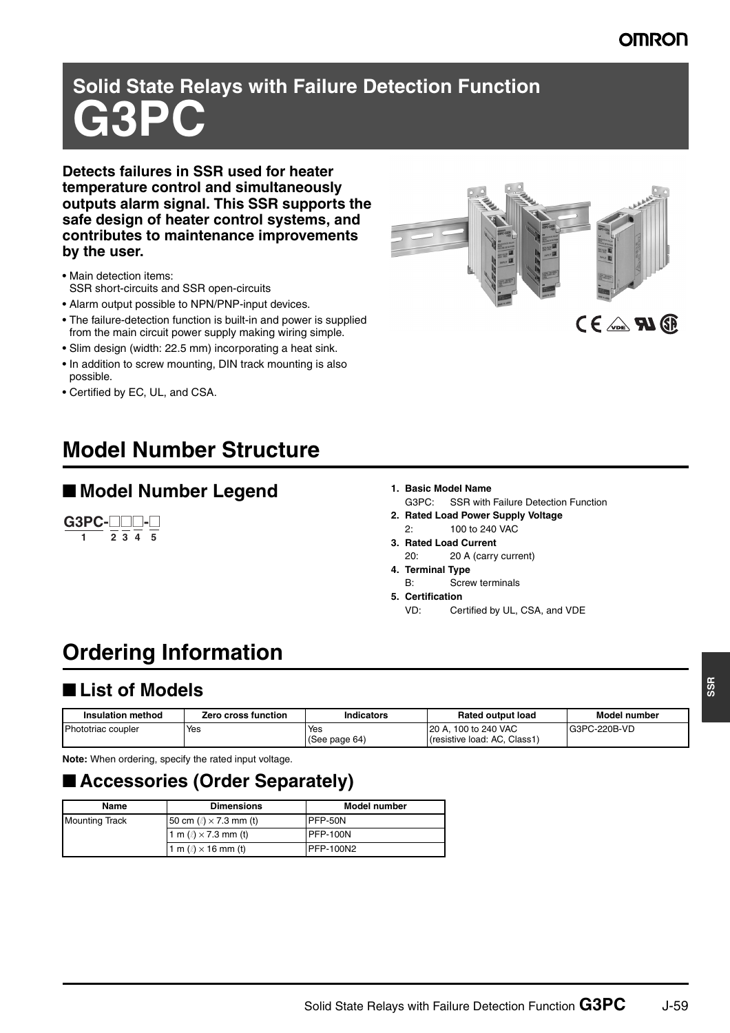# Solid State Relays with Failure Detection Function
# G3PC

**Detects failures in SSR used for heater temperature control and simultaneously outputs alarm signal. This SSR supports the safe design of heater control systems, and contributes to maintenance improvements by the user.**

- Main detection items:
  SSR short-circuits and SSR open-circuits
- Alarm output possible to NPN/PNP-input devices.
- The failure-detection function is built-in and power is supplied from the main circuit power supply making wiring simple.
- Slim design (width: 22.5 mm) incorporating a heat sink.
- In addition to screw mounting, DIN track mounting is also possible.
- Certified by EC, UL, and CSA.

# Model Number Structure

## ■ Model Number Legend

G3PC-□□□-□
1 2 3 4 5

1. **Basic Model Name**
   G3PC: SSR with Failure Detection Function
2. **Rated Load Power Supply Voltage**
   2: 100 to 240 VAC
3. **Rated Load Current**
   20: 20 A (carry current)
4. **Terminal Type**
   B: Screw terminals
5. **Certification**
   VD: Certified by UL, CSA, and VDE

# Ordering Information

## ■ List of Models

| Insulation method | Zero cross function | Indicators | Rated output load | Model number |
|---|---|---|---|---|
| Phototriac coupler | Yes | Yes (See page 64) | 20 A, 100 to 240 VAC (resistive load: AC, Class1) | G3PC-220B-VD |

**Note:** When ordering, specify the rated input voltage.

## ■ Accessories (Order Separately)

| Name | Dimensions | Model number |
|---|---|---|
| Mounting Track | 50 cm (l) × 7.3 mm (t) | PFP-50N |
| | 1 m (l) × 7.3 mm (t) | PFP-100N |
| | 1 m (l) × 16 mm (t) | PFP-100N2 |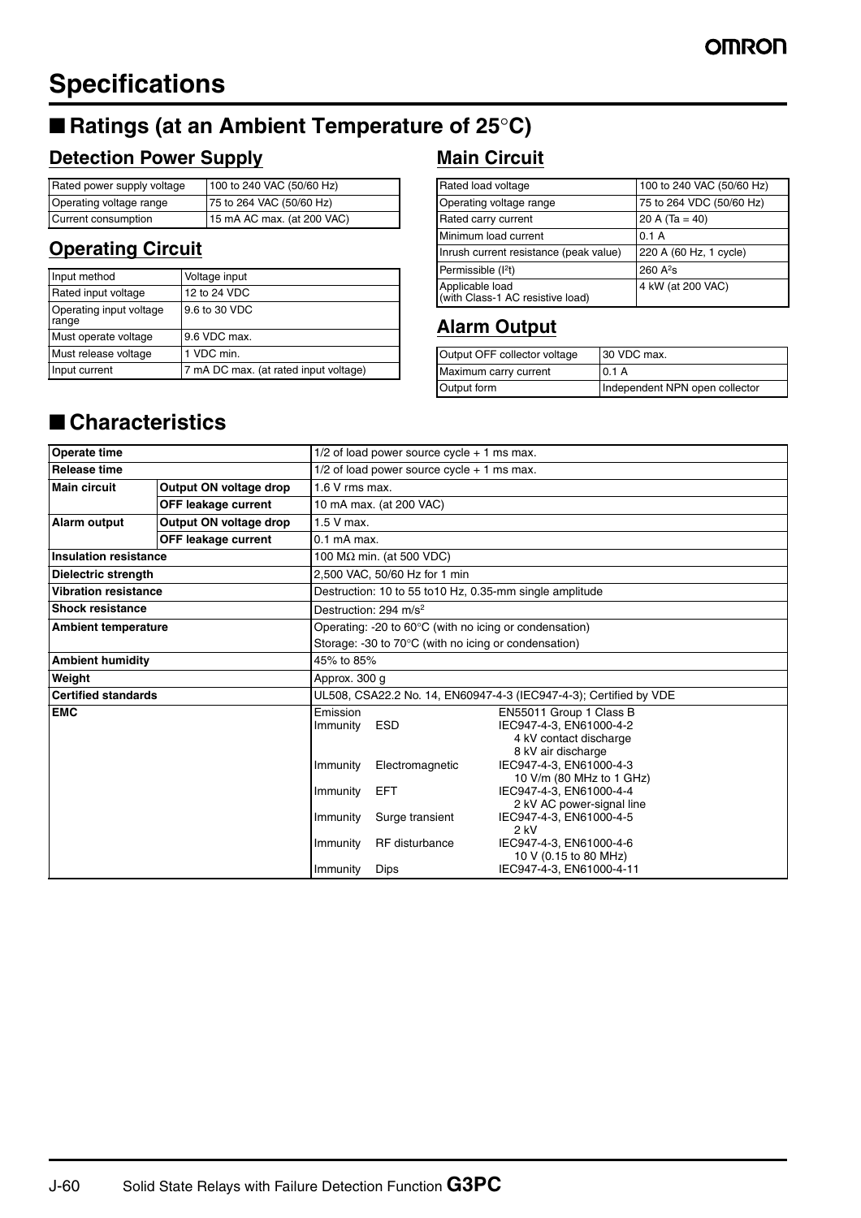# Specifications

## ■ Ratings (at an Ambient Temperature of 25°C)

### Detection Power Supply

| Rated power supply voltage | 100 to 240 VAC (50/60 Hz) |
|---|---|
| Operating voltage range | 75 to 264 VAC (50/60 Hz) |
| Current consumption | 15 mA AC max. (at 200 VAC) |

### Operating Circuit

| Input method | Voltage input |
|---|---|
| Rated input voltage | 12 to 24 VDC |
| Operating input voltage range | 9.6 to 30 VDC |
| Must operate voltage | 9.6 VDC max. |
| Must release voltage | 1 VDC min. |
| Input current | 7 mA DC max. (at rated input voltage) |

### Main Circuit

| Rated load voltage | 100 to 240 VAC (50/60 Hz) |
|---|---|
| Operating voltage range | 75 to 264 VDC (50/60 Hz) |
| Rated carry current | 20 A (Ta = 40) |
| Minimum load current | 0.1 A |
| Inrush current resistance (peak value) | 220 A (60 Hz, 1 cycle) |
| Permissible ($I^2t$) | 260 $A^2s$ |
| Applicable load (with Class-1 AC resistive load) | 4 kW (at 200 VAC) |

### Alarm Output

| Output OFF collector voltage | 30 VDC max. |
|---|---|
| Maximum carry current | 0.1 A |
| Output form | Independent NPN open collector |

## ■ Characteristics

| Item | | Value |
|---|---|---|
| **Operate time** | | 1/2 of load power source cycle + 1 ms max. |
| **Release time** | | 1/2 of load power source cycle + 1 ms max. |
| **Main circuit** | **Output ON voltage drop** | 1.6 V rms max. |
| | **OFF leakage current** | 10 mA max. (at 200 VAC) |
| **Alarm output** | **Output ON voltage drop** | 1.5 V max. |
| | **OFF leakage current** | 0.1 mA max. |
| **Insulation resistance** | | 100 MΩ min. (at 500 VDC) |
| **Dielectric strength** | | 2,500 VAC, 50/60 Hz for 1 min |
| **Vibration resistance** | | Destruction: 10 to 55 to10 Hz, 0.35-mm single amplitude |
| **Shock resistance** | | Destruction: 294 $m/s^2$ |
| **Ambient temperature** | | Operating: -20 to 60°C (with no icing or condensation)<br>Storage: -30 to 70°C (with no icing or condensation) |
| **Ambient humidity** | | 45% to 85% |
| **Weight** | | Approx. 300 g |
| **Certified standards** | | UL508, CSA22.2 No. 14, EN60947-4-3 (IEC947-4-3); Certified by VDE |
| **EMC** | | Emission: EN55011 Group 1 Class B<br>Immunity ESD: IEC947-4-3, EN61000-4-2, 4 kV contact discharge, 8 kV air discharge<br>Immunity Electromagnetic: IEC947-4-3, EN61000-4-3, 10 V/m (80 MHz to 1 GHz)<br>Immunity EFT: IEC947-4-3, EN61000-4-4, 2 kV AC power-signal line<br>Immunity Surge transient: IEC947-4-3, EN61000-4-5, 2 kV<br>Immunity RF disturbance: IEC947-4-3, EN61000-4-6, 10 V (0.15 to 80 MHz)<br>Immunity Dips: IEC947-4-3, EN61000-4-11 |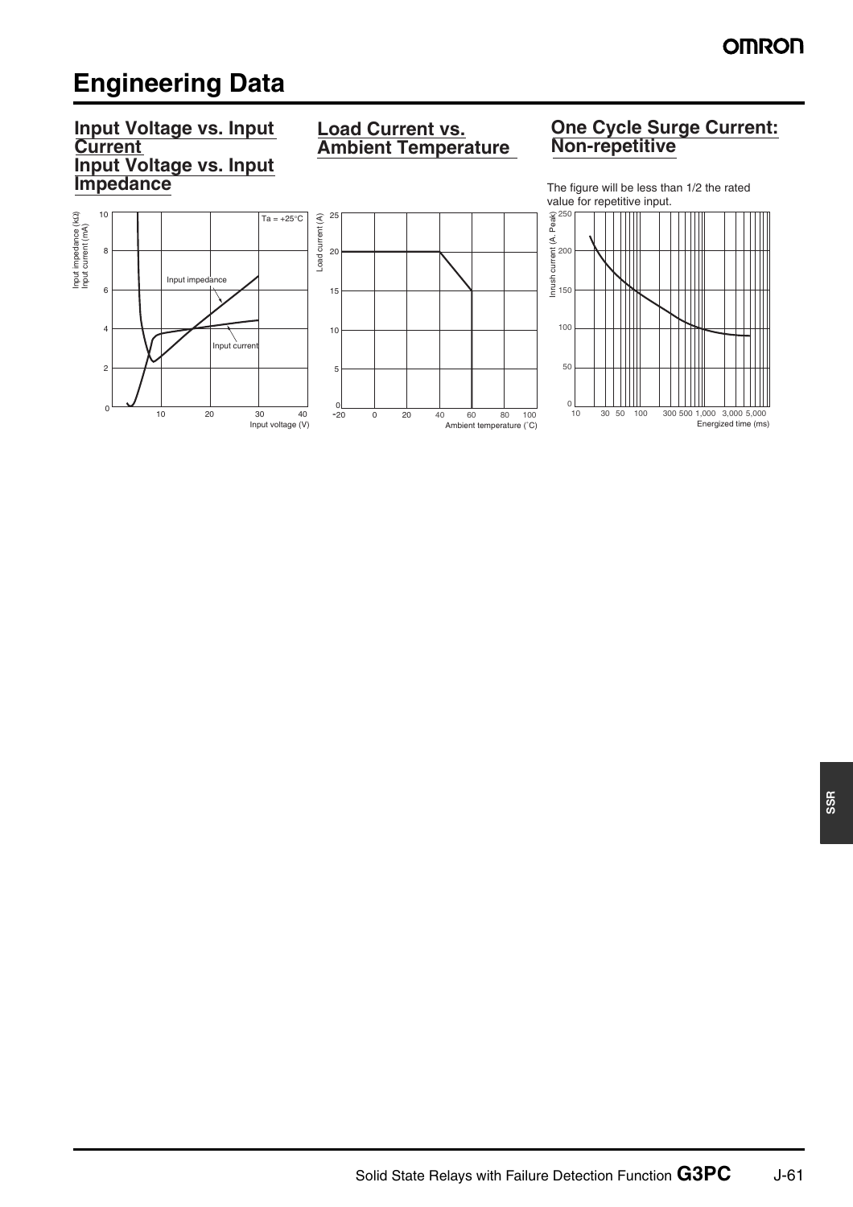# Engineering Data

## Input Voltage vs. Input Current
## Input Voltage vs. Input Impedance

Ta = +25°C

Input impedance (kΩ)
Input current (mA)

Input impedance

Input current

Input voltage (V)

## Load Current vs. Ambient Temperature

Load current (A)

Ambient temperature (°C)

## One Cycle Surge Current: Non-repetitive

The figure will be less than 1/2 the rated value for repetitive input.

Inrush current (A. Peak)

Energized time (ms)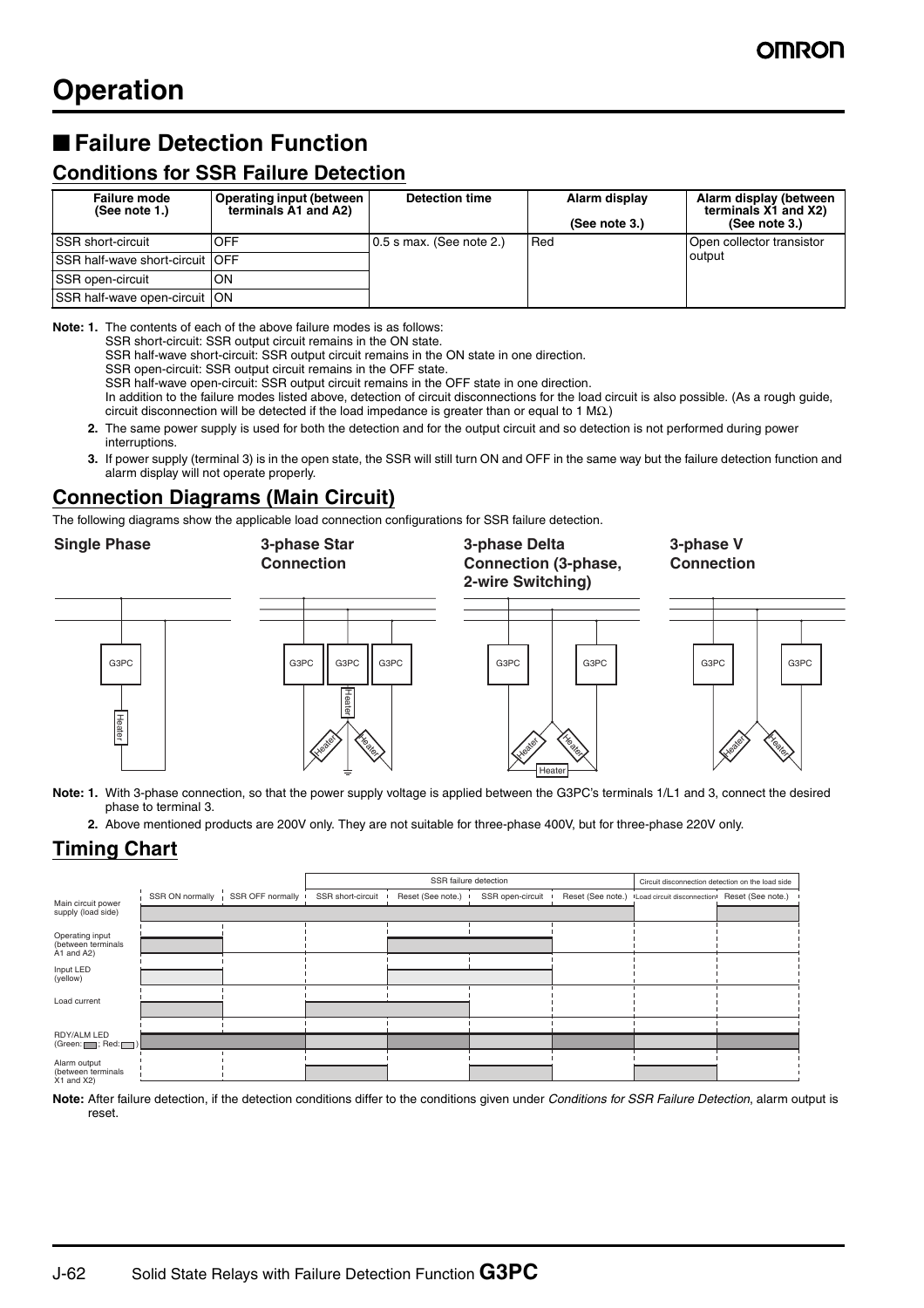# Operation

## ■ Failure Detection Function

### Conditions for SSR Failure Detection

| Failure mode (See note 1.) | Operating input (between terminals A1 and A2) | Detection time | Alarm display (See note 3.) | Alarm display (between terminals X1 and X2) (See note 3.) |
|---|---|---|---|---|
| SSR short-circuit | OFF | 0.5 s max. (See note 2.) | Red | Open collector transistor output |
| SSR half-wave short-circuit | OFF | | | |
| SSR open-circuit | ON | | | |
| SSR half-wave open-circuit | ON | | | |

**Note: 1.** The contents of each of the above failure modes is as follows:
SSR short-circuit: SSR output circuit remains in the ON state.
SSR half-wave short-circuit: SSR output circuit remains in the ON state in one direction.
SSR open-circuit: SSR output circuit remains in the OFF state.
SSR half-wave open-circuit: SSR output circuit remains in the OFF state in one direction.
In addition to the failure modes listed above, detection of circuit disconnections for the load circuit is also possible. (As a rough guide, circuit disconnection will be detected if the load impedance is greater than or equal to 1 MΩ.)

**2.** The same power supply is used for both the detection and for the output circuit and so detection is not performed during power interruptions.

**3.** If power supply (terminal 3) is in the open state, the SSR will still turn ON and OFF in the same way but the failure detection function and alarm display will not operate properly.

### Connection Diagrams (Main Circuit)

The following diagrams show the applicable load connection configurations for SSR failure detection.

**Single Phase** | **3-phase Star Connection** | **3-phase Delta Connection (3-phase, 2-wire Switching)** | **3-phase V Connection**

**Note: 1.** With 3-phase connection, so that the power supply voltage is applied between the G3PC's terminals 1/L1 and 3, connect the desired phase to terminal 3.

**2.** Above mentioned products are 200V only. They are not suitable for three-phase 400V, but for three-phase 220V only.

### Timing Chart

**Note:** After failure detection, if the detection conditions differ to the conditions given under *Conditions for SSR Failure Detection*, alarm output is reset.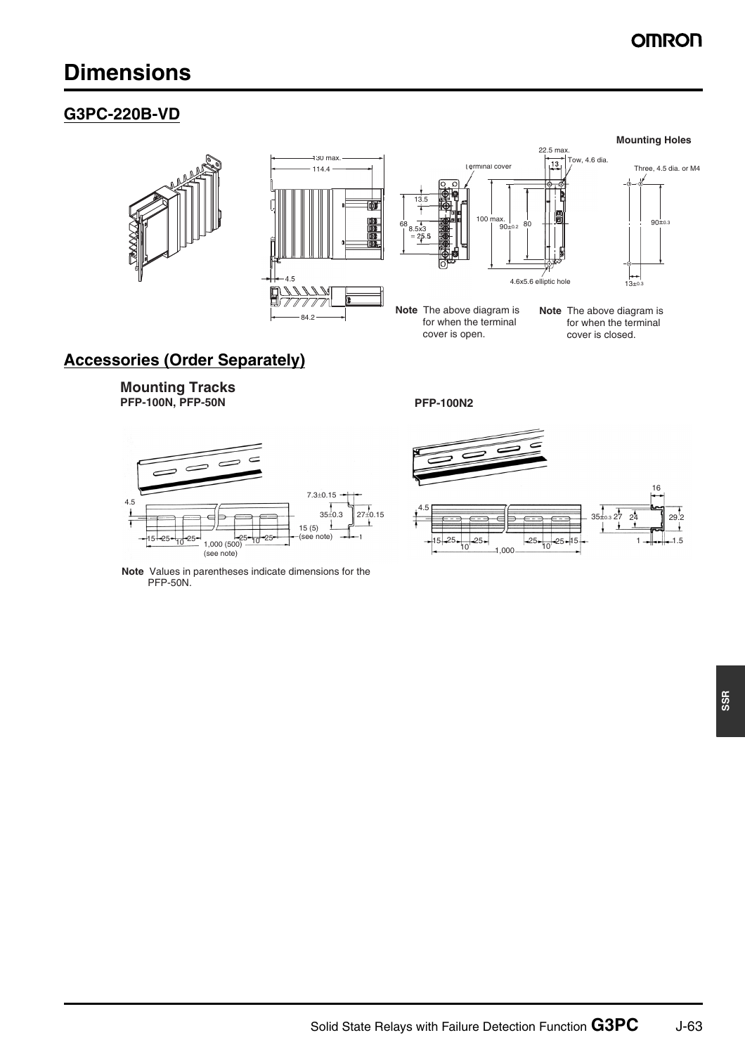# Dimensions

## G3PC-220B-VD

**Mounting Holes**

130 max.
114.4
4.5
84.2

Terminal cover
13.5
68
8.5x3
= 25.5
100 max.
90±0.2
80

22.5 max.
13
Tow, 4.6 dia.
4.6x5.6 elliptic hole

Three, 4.5 dia. or M4
90±0.3
13±0.3

**Note** The above diagram is for when the terminal cover is open.

**Note** The above diagram is for when the terminal cover is closed.

## Accessories (Order Separately)

### Mounting Tracks

**PFP-100N, PFP-50N**

4.5
15 25 10 25
25 10 25
1,000 (500) (see note)
15 (5) (see note)
7.3±0.15
35±0.3
27±0.15
1

**Note** Values in parentheses indicate dimensions for the PFP-50N.

**PFP-100N2**

4.5
15 25 10 25
25 10 25 15
1,000
16
35±0.3 27 24
29.2
1
1.5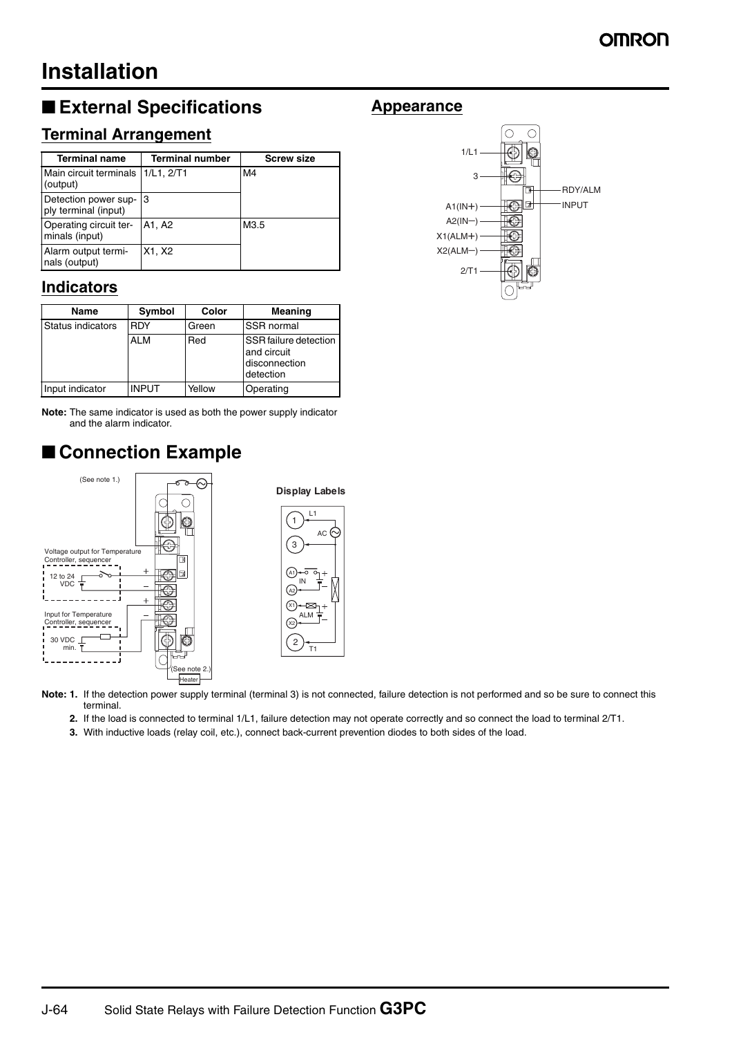# Installation

## ■ External Specifications

### Terminal Arrangement

| Terminal name | Terminal number | Screw size |
|---|---|---|
| Main circuit terminals (output) | 1/L1, 2/T1 | M4 |
| Detection power supply terminal (input) | 3 | |
| Operating circuit terminals (input) | A1, A2 | M3.5 |
| Alarm output terminals (output) | X1, X2 | |

### Indicators

| Name | Symbol | Color | Meaning |
|---|---|---|---|
| Status indicators | RDY | Green | SSR normal |
| | ALM | Red | SSR failure detection and circuit disconnection detection |
| Input indicator | INPUT | Yellow | Operating |

**Note:** The same indicator is used as both the power supply indicator and the alarm indicator.

### Appearance

1/L1, 3, A1(IN+), A2(IN−), X1(ALM+), X2(ALM−), 2/T1, RDY/ALM, INPUT

## ■ Connection Example

(See note 1.)

Voltage output for Temperature Controller, sequencer

12 to 24 VDC

Input for Temperature Controller, sequencer

30 VDC min.

(See note 2.)

Heater

**Display Labels**

**Note: 1.** If the detection power supply terminal (terminal 3) is not connected, failure detection is not performed and so be sure to connect this terminal.

**2.** If the load is connected to terminal 1/L1, failure detection may not operate correctly and so connect the load to terminal 2/T1.

**3.** With inductive loads (relay coil, etc.), connect back-current prevention diodes to both sides of the load.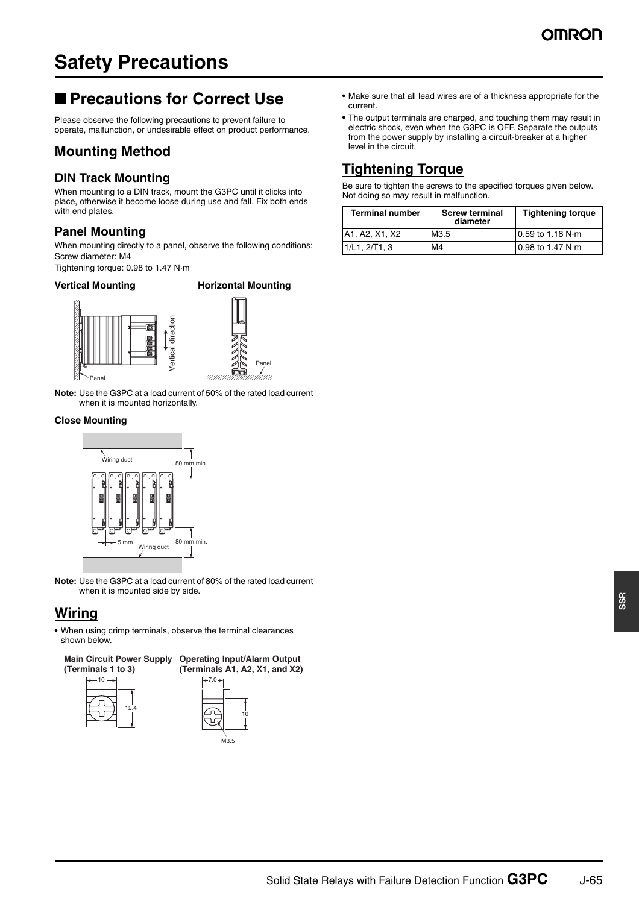# Safety Precautions

## ■ Precautions for Correct Use

Please observe the following precautions to prevent failure to operate, malfunction, or undesirable effect on product performance.

## Mounting Method

### DIN Track Mounting

When mounting to a DIN track, mount the G3PC until it clicks into place, otherwise it become loose during use and fall. Fix both ends with end plates.

### Panel Mounting

When mounting directly to a panel, observe the following conditions:
Screw diameter: M4
Tightening torque: 0.98 to 1.47 N·m

**Vertical Mounting** **Horizontal Mounting**

**Note:** Use the G3PC at a load current of 50% of the rated load current when it is mounted horizontally.

**Close Mounting**

**Note:** Use the G3PC at a load current of 80% of the rated load current when it is mounted side by side.

## Wiring

- When using crimp terminals, observe the terminal clearances shown below.

**Main Circuit Power Supply (Terminals 1 to 3)** **Operating Input/Alarm Output (Terminals A1, A2, X1, and X2)**

- Make sure that all lead wires are of a thickness appropriate for the current.
- The output terminals are charged, and touching them may result in electric shock, even when the G3PC is OFF. Separate the outputs from the power supply by installing a circuit-breaker at a higher level in the circuit.

## Tightening Torque

Be sure to tighten the screws to the specified torques given below. Not doing so may result in malfunction.

| Terminal number | Screw terminal diameter | Tightening torque |
|---|---|---|
| A1, A2, X1, X2 | M3.5 | 0.59 to 1.18 N·m |
| 1/L1, 2/T1, 3 | M4 | 0.98 to 1.47 N·m |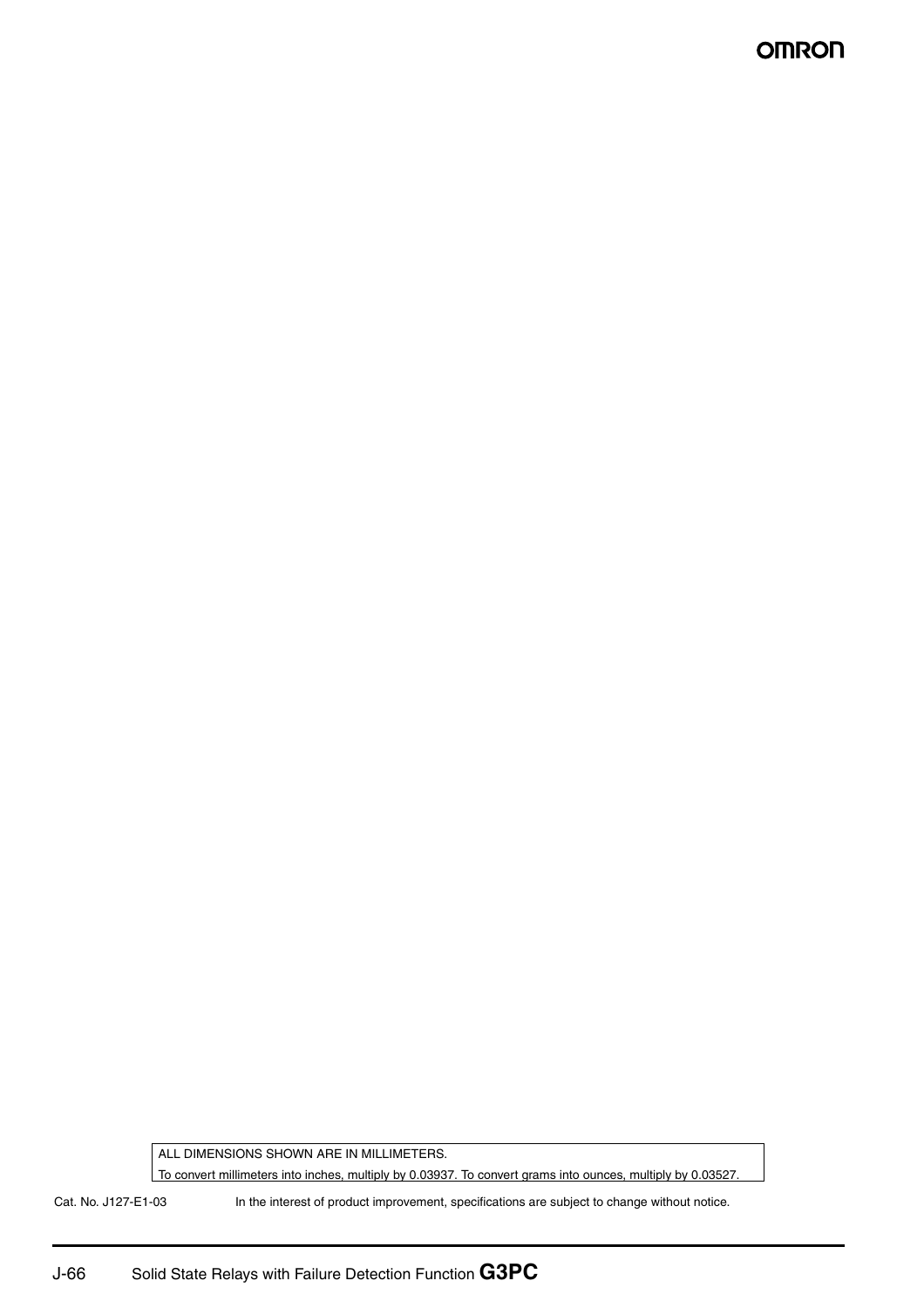ALL DIMENSIONS SHOWN ARE IN MILLIMETERS.

To convert millimeters into inches, multiply by 0.03937. To convert grams into ounces, multiply by 0.03527.

Cat. No. J127-E1-03

In the interest of product improvement, specifications are subject to change without notice.